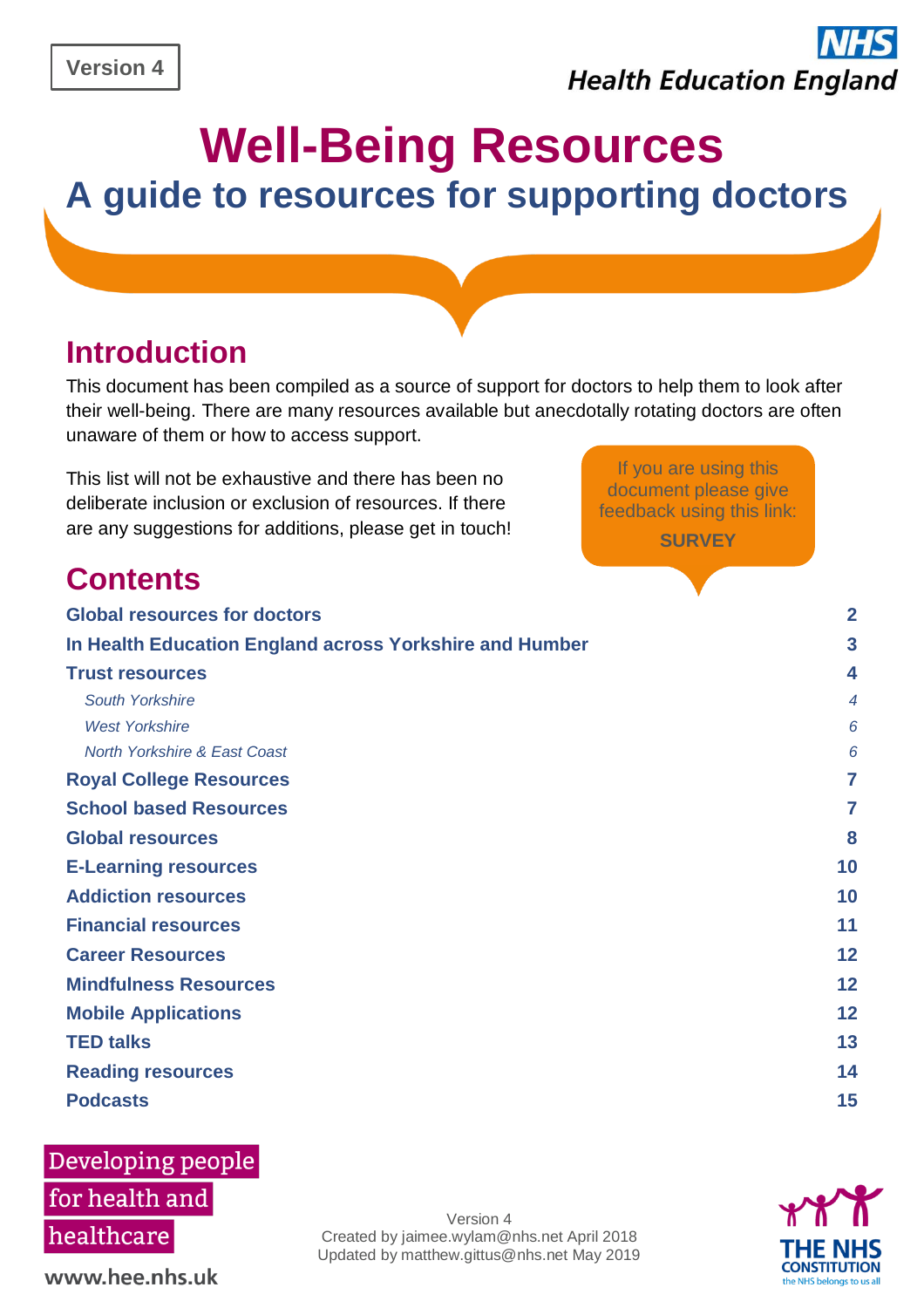Version 4

NHS
Health Education England

# Well-Being Resources

## A guide to resources for supporting doctors

## Introduction

This document has been compiled as a source of support for doctors to help them to look after their well-being. There are many resources available but anecdotally rotating doctors are often unaware of them or how to access support.

This list will not be exhaustive and there has been no deliberate inclusion or exclusion of resources. If there are any suggestions for additions, please get in touch!

If you are using this document please give feedback using this link: **SURVEY**

## Contents

| | |
|---|---|
| **Global resources for doctors** | **2** |
| **In Health Education England across Yorkshire and Humber** | **3** |
| **Trust resources** | **4** |
| *South Yorkshire* | *4* |
| *West Yorkshire* | *6* |
| *North Yorkshire & East Coast* | *6* |
| **Royal College Resources** | **7** |
| **School based Resources** | **7** |
| **Global resources** | **8** |
| **E-Learning resources** | **10** |
| **Addiction resources** | **10** |
| **Financial resources** | **11** |
| **Career Resources** | **12** |
| **Mindfulness Resources** | **12** |
| **Mobile Applications** | **12** |
| **TED talks** | **13** |
| **Reading resources** | **14** |
| **Podcasts** | **15** |

Developing people for health and healthcare

www.hee.nhs.uk

Version 4
Created by jaimee.wylam@nhs.net April 2018
Updated by matthew.gittus@nhs.net May 2019

THE NHS CONSTITUTION
the NHS belongs to us all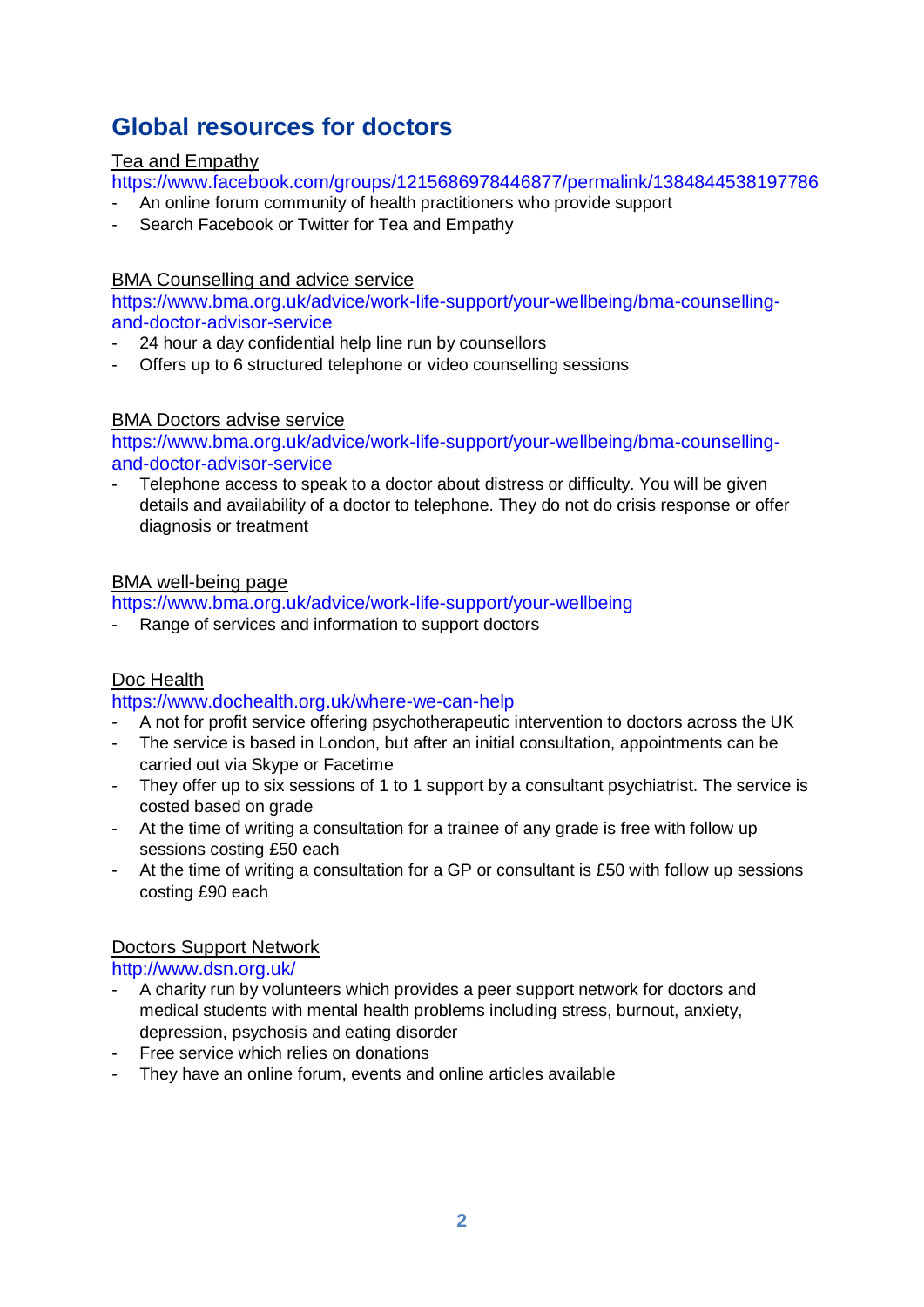## Global resources for doctors

Tea and Empathy

https://www.facebook.com/groups/1215686978446877/permalink/1384844538197786

- An online forum community of health practitioners who provide support
- Search Facebook or Twitter for Tea and Empathy

BMA Counselling and advice service

https://www.bma.org.uk/advice/work-life-support/your-wellbeing/bma-counselling-and-doctor-advisor-service

- 24 hour a day confidential help line run by counsellors
- Offers up to 6 structured telephone or video counselling sessions

BMA Doctors advise service

https://www.bma.org.uk/advice/work-life-support/your-wellbeing/bma-counselling-and-doctor-advisor-service

- Telephone access to speak to a doctor about distress or difficulty. You will be given details and availability of a doctor to telephone. They do not do crisis response or offer diagnosis or treatment

BMA well-being page

https://www.bma.org.uk/advice/work-life-support/your-wellbeing

- Range of services and information to support doctors

Doc Health

https://www.dochealth.org.uk/where-we-can-help

- A not for profit service offering psychotherapeutic intervention to doctors across the UK
- The service is based in London, but after an initial consultation, appointments can be carried out via Skype or Facetime
- They offer up to six sessions of 1 to 1 support by a consultant psychiatrist. The service is costed based on grade
- At the time of writing a consultation for a trainee of any grade is free with follow up sessions costing £50 each
- At the time of writing a consultation for a GP or consultant is £50 with follow up sessions costing £90 each

Doctors Support Network

http://www.dsn.org.uk/

- A charity run by volunteers which provides a peer support network for doctors and medical students with mental health problems including stress, burnout, anxiety, depression, psychosis and eating disorder
- Free service which relies on donations
- They have an online forum, events and online articles available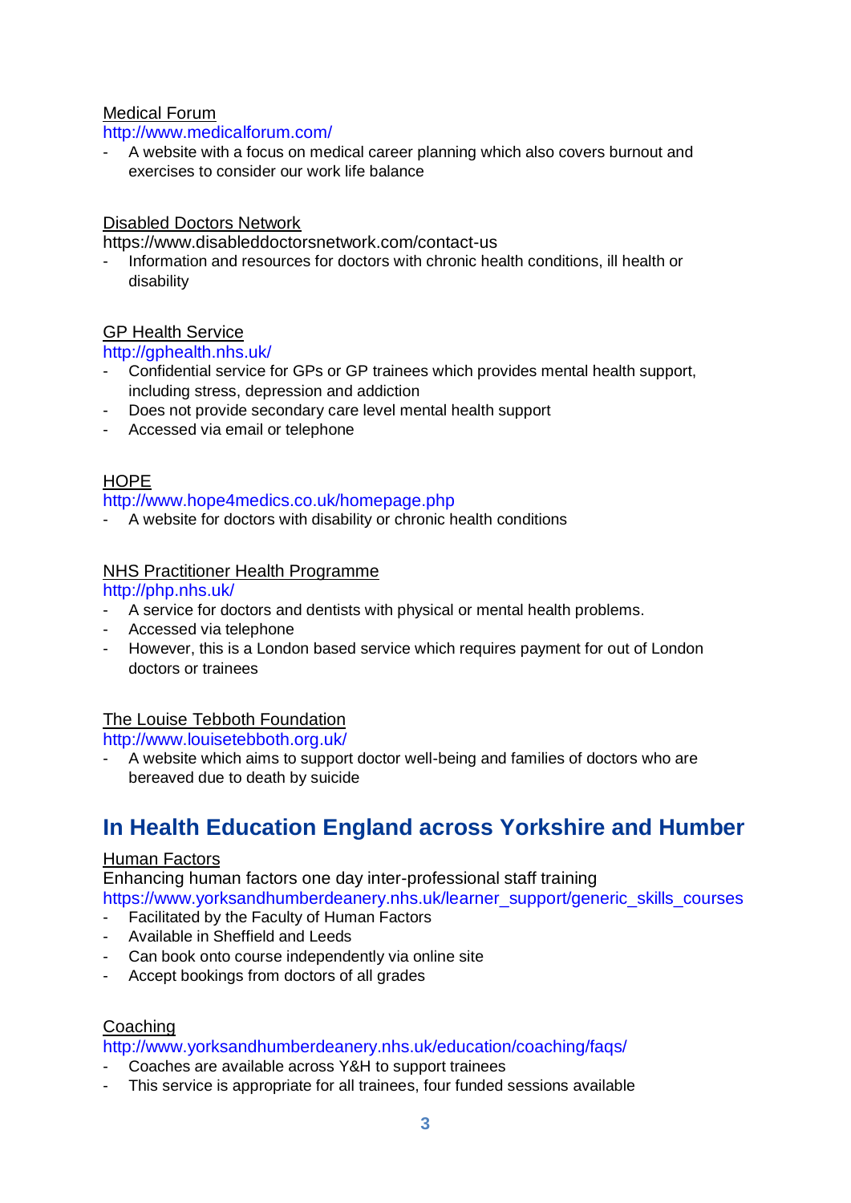Medical Forum

http://www.medicalforum.com/

- A website with a focus on medical career planning which also covers burnout and exercises to consider our work life balance

Disabled Doctors Network

https://www.disableddoctorsnetwork.com/contact-us

- Information and resources for doctors with chronic health conditions, ill health or disability

GP Health Service

http://gphealth.nhs.uk/

- Confidential service for GPs or GP trainees which provides mental health support, including stress, depression and addiction
- Does not provide secondary care level mental health support
- Accessed via email or telephone

HOPE

http://www.hope4medics.co.uk/homepage.php

- A website for doctors with disability or chronic health conditions

NHS Practitioner Health Programme

http://php.nhs.uk/

- A service for doctors and dentists with physical or mental health problems.
- Accessed via telephone
- However, this is a London based service which requires payment for out of London doctors or trainees

The Louise Tebboth Foundation

http://www.louisetebboth.org.uk/

- A website which aims to support doctor well-being and families of doctors who are bereaved due to death by suicide

## In Health Education England across Yorkshire and Humber

Human Factors

Enhancing human factors one day inter-professional staff training

https://www.yorksandhumberdeanery.nhs.uk/learner_support/generic_skills_courses

- Facilitated by the Faculty of Human Factors
- Available in Sheffield and Leeds
- Can book onto course independently via online site
- Accept bookings from doctors of all grades

Coaching

http://www.yorksandhumberdeanery.nhs.uk/education/coaching/faqs/

- Coaches are available across Y&H to support trainees
- This service is appropriate for all trainees, four funded sessions available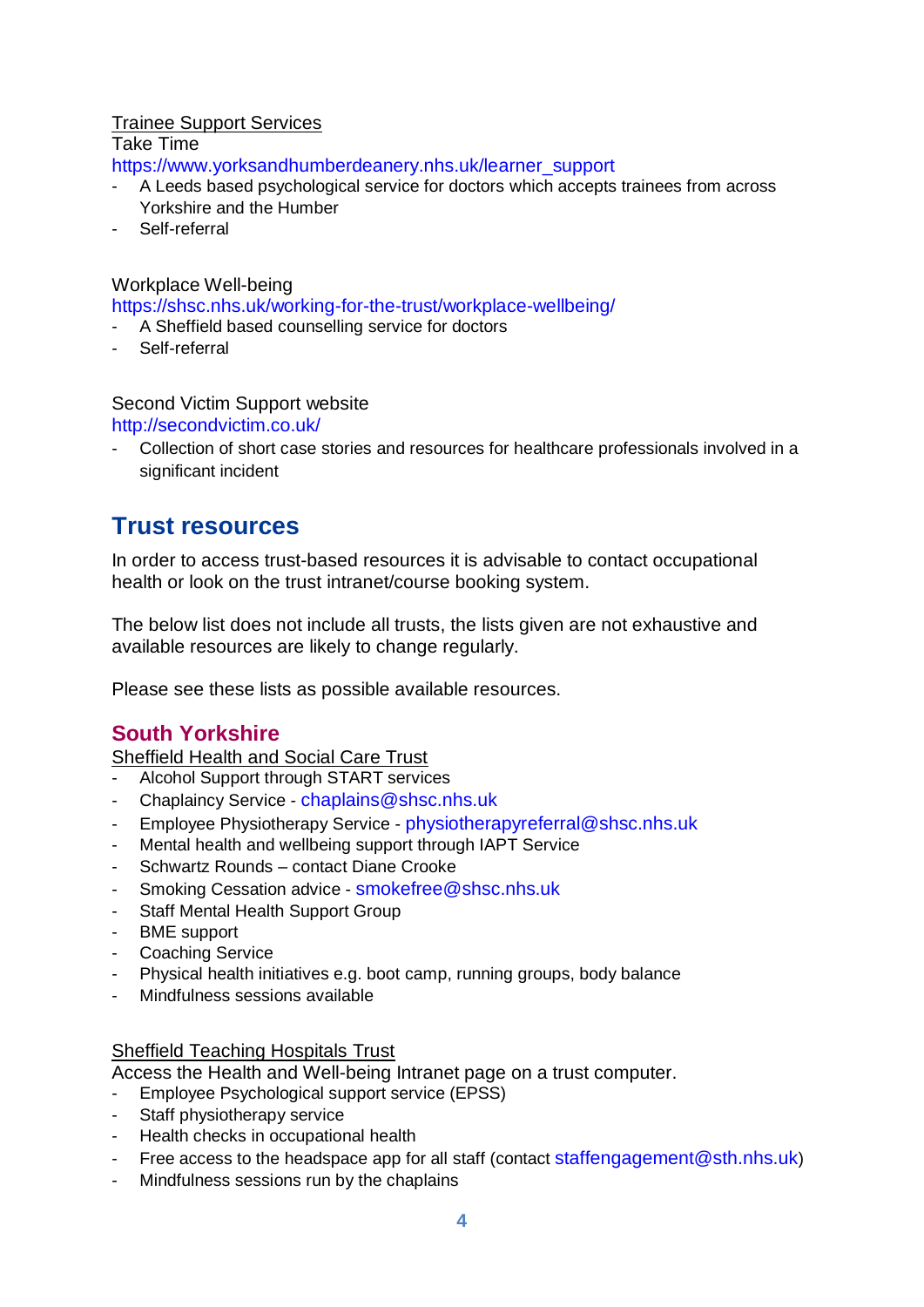Trainee Support Services

Take Time

https://www.yorksandhumberdeanery.nhs.uk/learner_support

- A Leeds based psychological service for doctors which accepts trainees from across Yorkshire and the Humber
- Self-referral

Workplace Well-being

https://shsc.nhs.uk/working-for-the-trust/workplace-wellbeing/

- A Sheffield based counselling service for doctors
- Self-referral

Second Victim Support website

http://secondvictim.co.uk/

- Collection of short case stories and resources for healthcare professionals involved in a significant incident

## Trust resources

In order to access trust-based resources it is advisable to contact occupational health or look on the trust intranet/course booking system.

The below list does not include all trusts, the lists given are not exhaustive and available resources are likely to change regularly.

Please see these lists as possible available resources.

### South Yorkshire

Sheffield Health and Social Care Trust

- Alcohol Support through START services
- Chaplaincy Service - chaplains@shsc.nhs.uk
- Employee Physiotherapy Service - physiotherapyreferral@shsc.nhs.uk
- Mental health and wellbeing support through IAPT Service
- Schwartz Rounds – contact Diane Crooke
- Smoking Cessation advice - smokefree@shsc.nhs.uk
- Staff Mental Health Support Group
- BME support
- Coaching Service
- Physical health initiatives e.g. boot camp, running groups, body balance
- Mindfulness sessions available

Sheffield Teaching Hospitals Trust

Access the Health and Well-being Intranet page on a trust computer.

- Employee Psychological support service (EPSS)
- Staff physiotherapy service
- Health checks in occupational health
- Free access to the headspace app for all staff (contact staffengagement@sth.nhs.uk)
- Mindfulness sessions run by the chaplains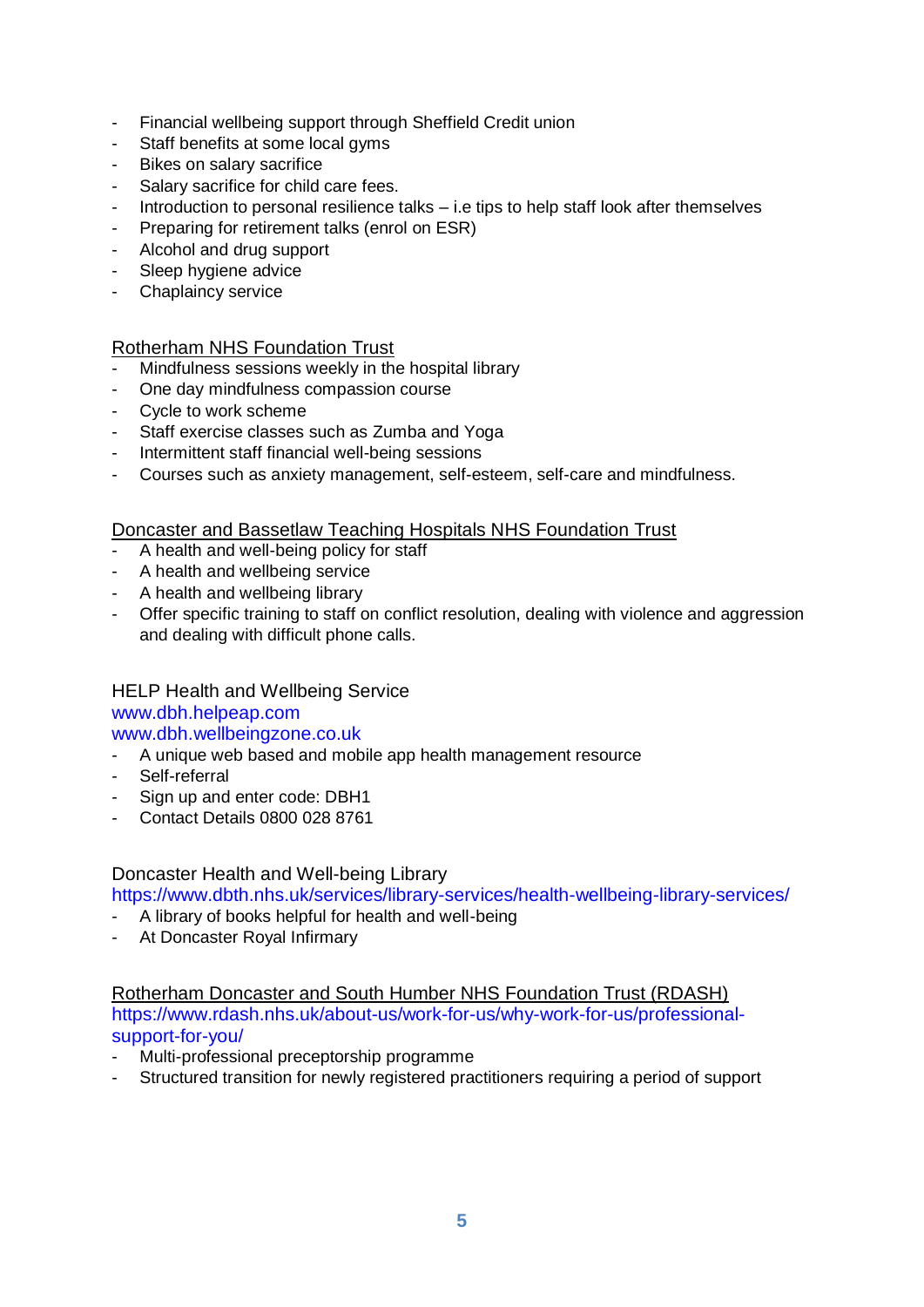- Financial wellbeing support through Sheffield Credit union
- Staff benefits at some local gyms
- Bikes on salary sacrifice
- Salary sacrifice for child care fees.
- Introduction to personal resilience talks – i.e tips to help staff look after themselves
- Preparing for retirement talks (enrol on ESR)
- Alcohol and drug support
- Sleep hygiene advice
- Chaplaincy service

Rotherham NHS Foundation Trust

- Mindfulness sessions weekly in the hospital library
- One day mindfulness compassion course
- Cycle to work scheme
- Staff exercise classes such as Zumba and Yoga
- Intermittent staff financial well-being sessions
- Courses such as anxiety management, self-esteem, self-care and mindfulness.

Doncaster and Bassetlaw Teaching Hospitals NHS Foundation Trust

- A health and well-being policy for staff
- A health and wellbeing service
- A health and wellbeing library
- Offer specific training to staff on conflict resolution, dealing with violence and aggression and dealing with difficult phone calls.

HELP Health and Wellbeing Service
www.dbh.helpeap.com
www.dbh.wellbeingzone.co.uk

- A unique web based and mobile app health management resource
- Self-referral
- Sign up and enter code: DBH1
- Contact Details 0800 028 8761

Doncaster Health and Well-being Library
https://www.dbth.nhs.uk/services/library-services/health-wellbeing-library-services/

- A library of books helpful for health and well-being
- At Doncaster Royal Infirmary

Rotherham Doncaster and South Humber NHS Foundation Trust (RDASH)
https://www.rdash.nhs.uk/about-us/work-for-us/why-work-for-us/professional-support-for-you/

- Multi-professional preceptorship programme
- Structured transition for newly registered practitioners requiring a period of support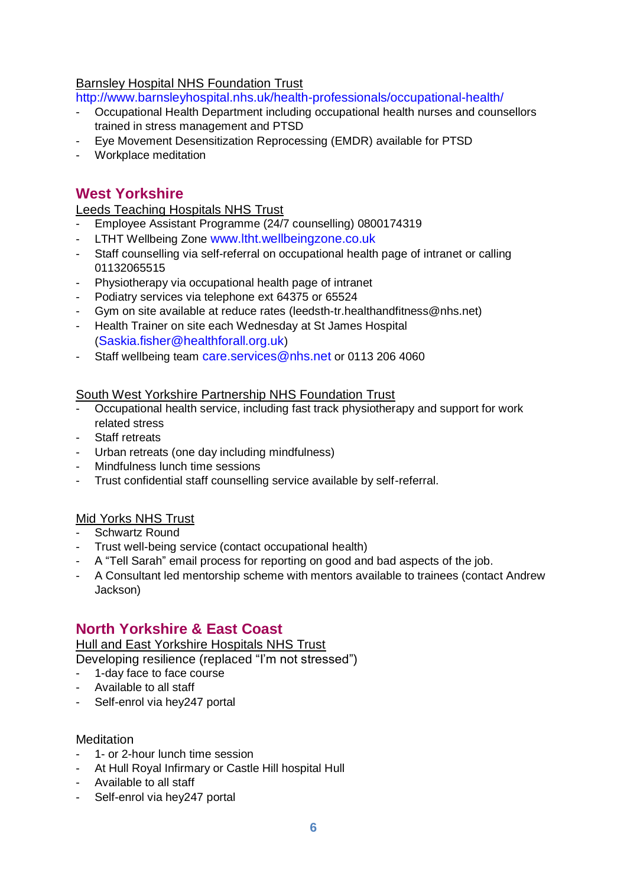Barnsley Hospital NHS Foundation Trust

http://www.barnsleyhospital.nhs.uk/health-professionals/occupational-health/

- Occupational Health Department including occupational health nurses and counsellors trained in stress management and PTSD
- Eye Movement Desensitization Reprocessing (EMDR) available for PTSD
- Workplace meditation

## West Yorkshire

Leeds Teaching Hospitals NHS Trust

- Employee Assistant Programme (24/7 counselling) 0800174319
- LTHT Wellbeing Zone www.ltht.wellbeingzone.co.uk
- Staff counselling via self-referral on occupational health page of intranet or calling 01132065515
- Physiotherapy via occupational health page of intranet
- Podiatry services via telephone ext 64375 or 65524
- Gym on site available at reduce rates (leedsth-tr.healthandfitness@nhs.net)
- Health Trainer on site each Wednesday at St James Hospital (Saskia.fisher@healthforall.org.uk)
- Staff wellbeing team care.services@nhs.net or 0113 206 4060

South West Yorkshire Partnership NHS Foundation Trust

- Occupational health service, including fast track physiotherapy and support for work related stress
- Staff retreats
- Urban retreats (one day including mindfulness)
- Mindfulness lunch time sessions
- Trust confidential staff counselling service available by self-referral.

Mid Yorks NHS Trust

- Schwartz Round
- Trust well-being service (contact occupational health)
- A "Tell Sarah" email process for reporting on good and bad aspects of the job.
- A Consultant led mentorship scheme with mentors available to trainees (contact Andrew Jackson)

## North Yorkshire & East Coast

Hull and East Yorkshire Hospitals NHS Trust

Developing resilience (replaced "I'm not stressed")

- 1-day face to face course
- Available to all staff
- Self-enrol via hey247 portal

Meditation

- 1- or 2-hour lunch time session
- At Hull Royal Infirmary or Castle Hill hospital Hull
- Available to all staff
- Self-enrol via hey247 portal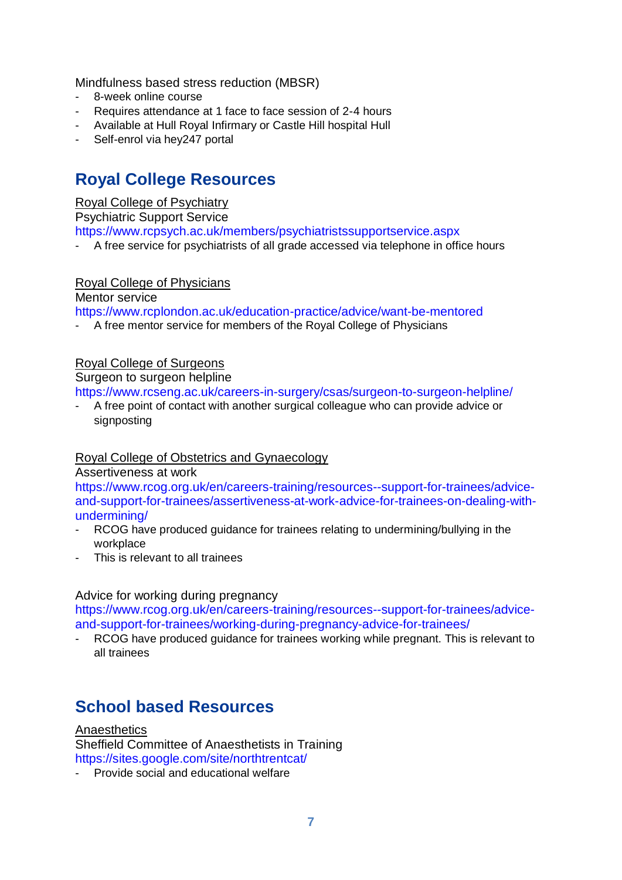Mindfulness based stress reduction (MBSR)

- 8-week online course
- Requires attendance at 1 face to face session of 2-4 hours
- Available at Hull Royal Infirmary or Castle Hill hospital Hull
- Self-enrol via hey247 portal

## Royal College Resources

Royal College of Psychiatry

Psychiatric Support Service

https://www.rcpsych.ac.uk/members/psychiatristssupportservice.aspx

- A free service for psychiatrists of all grade accessed via telephone in office hours

Royal College of Physicians

Mentor service

https://www.rcplondon.ac.uk/education-practice/advice/want-be-mentored

- A free mentor service for members of the Royal College of Physicians

Royal College of Surgeons

Surgeon to surgeon helpline

https://www.rcseng.ac.uk/careers-in-surgery/csas/surgeon-to-surgeon-helpline/

- A free point of contact with another surgical colleague who can provide advice or signposting

Royal College of Obstetrics and Gynaecology

Assertiveness at work

https://www.rcog.org.uk/en/careers-training/resources--support-for-trainees/advice-and-support-for-trainees/assertiveness-at-work-advice-for-trainees-on-dealing-with-undermining/

- RCOG have produced guidance for trainees relating to undermining/bullying in the workplace
- This is relevant to all trainees

Advice for working during pregnancy

https://www.rcog.org.uk/en/careers-training/resources--support-for-trainees/advice-and-support-for-trainees/working-during-pregnancy-advice-for-trainees/

- RCOG have produced guidance for trainees working while pregnant. This is relevant to all trainees

## School based Resources

Anaesthetics

Sheffield Committee of Anaesthetists in Training

https://sites.google.com/site/northtrentcat/

- Provide social and educational welfare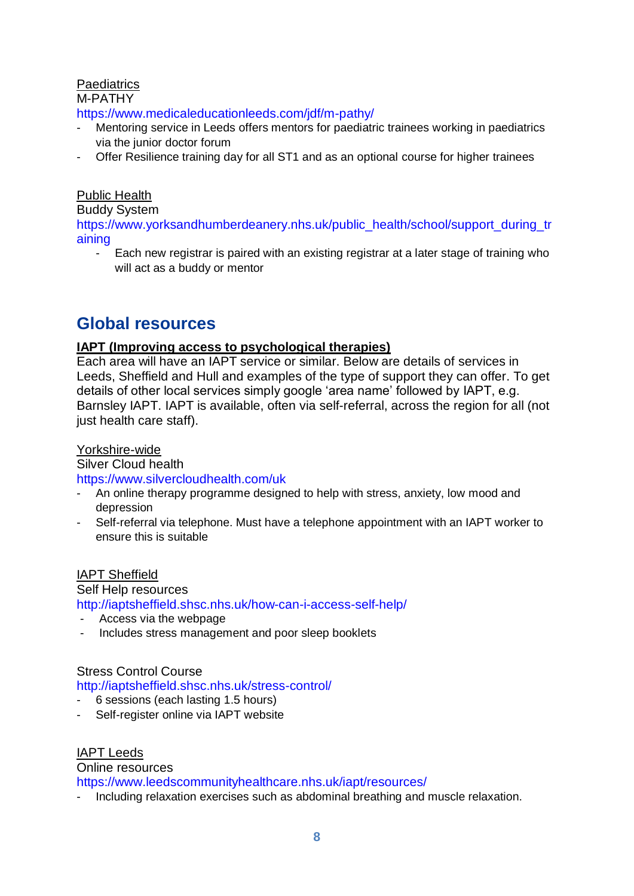Paediatrics

M-PATHY

https://www.medicaleducationleeds.com/jdf/m-pathy/

- Mentoring service in Leeds offers mentors for paediatric trainees working in paediatrics via the junior doctor forum
- Offer Resilience training day for all ST1 and as an optional course for higher trainees

Public Health

Buddy System

https://www.yorksandhumberdeanery.nhs.uk/public_health/school/support_during_training

- Each new registrar is paired with an existing registrar at a later stage of training who will act as a buddy or mentor

## Global resources

**IAPT (Improving access to psychological therapies)**

Each area will have an IAPT service or similar. Below are details of services in Leeds, Sheffield and Hull and examples of the type of support they can offer. To get details of other local services simply google 'area name' followed by IAPT, e.g. Barnsley IAPT. IAPT is available, often via self-referral, across the region for all (not just health care staff).

Yorkshire-wide

Silver Cloud health

https://www.silvercloudhealth.com/uk

- An online therapy programme designed to help with stress, anxiety, low mood and depression
- Self-referral via telephone. Must have a telephone appointment with an IAPT worker to ensure this is suitable

IAPT Sheffield

Self Help resources

http://iaptsheffield.shsc.nhs.uk/how-can-i-access-self-help/

- Access via the webpage
- Includes stress management and poor sleep booklets

Stress Control Course

http://iaptsheffield.shsc.nhs.uk/stress-control/

- 6 sessions (each lasting 1.5 hours)
- Self-register online via IAPT website

IAPT Leeds

Online resources

https://www.leedscommunityhealthcare.nhs.uk/iapt/resources/

- Including relaxation exercises such as abdominal breathing and muscle relaxation.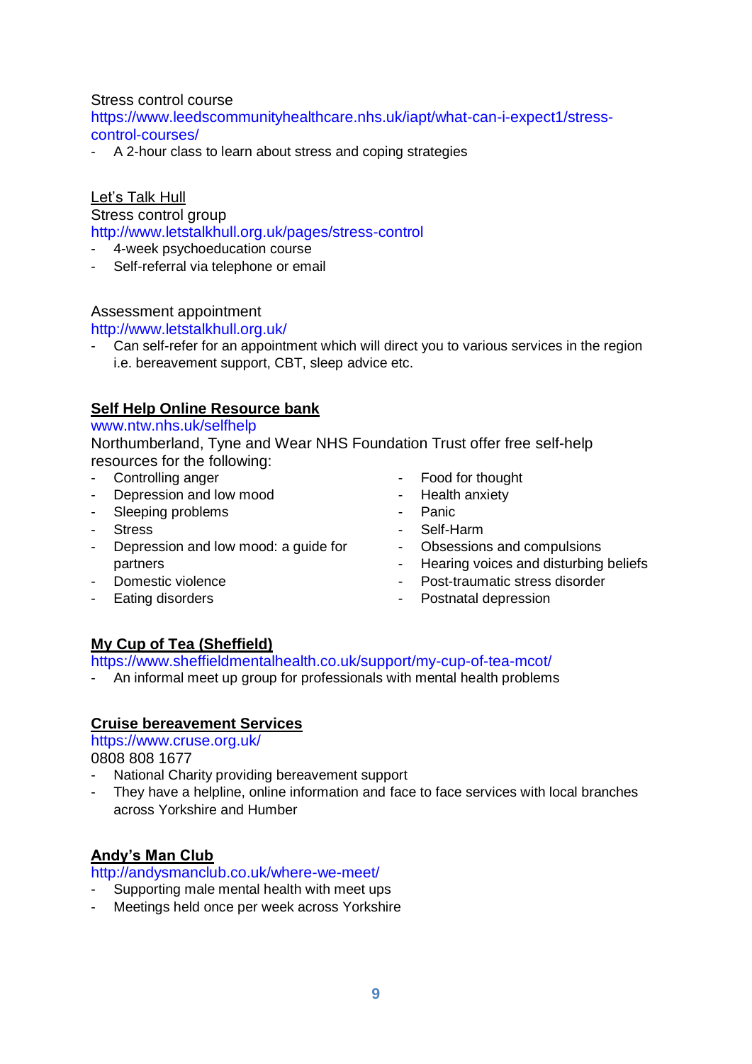Stress control course

https://www.leedscommunityhealthcare.nhs.uk/iapt/what-can-i-expect1/stress-control-courses/

- A 2-hour class to learn about stress and coping strategies

Let's Talk Hull

Stress control group

http://www.letstalkhull.org.uk/pages/stress-control

- 4-week psychoeducation course
- Self-referral via telephone or email

Assessment appointment

http://www.letstalkhull.org.uk/

- Can self-refer for an appointment which will direct you to various services in the region i.e. bereavement support, CBT, sleep advice etc.

**Self Help Online Resource bank**

www.ntw.nhs.uk/selfhelp

Northumberland, Tyne and Wear NHS Foundation Trust offer free self-help resources for the following:

- Controlling anger
- Depression and low mood
- Sleeping problems
- Stress
- Depression and low mood: a guide for partners
- Domestic violence
- Eating disorders
- Food for thought
- Health anxiety
- Panic
- Self-Harm
- Obsessions and compulsions
- Hearing voices and disturbing beliefs
- Post-traumatic stress disorder
- Postnatal depression

**My Cup of Tea (Sheffield)**

https://www.sheffieldmentalhealth.co.uk/support/my-cup-of-tea-mcot/

- An informal meet up group for professionals with mental health problems

**Cruise bereavement Services**

https://www.cruse.org.uk/

0808 808 1677

- National Charity providing bereavement support
- They have a helpline, online information and face to face services with local branches across Yorkshire and Humber

**Andy's Man Club**

http://andysmanclub.co.uk/where-we-meet/

- Supporting male mental health with meet ups
- Meetings held once per week across Yorkshire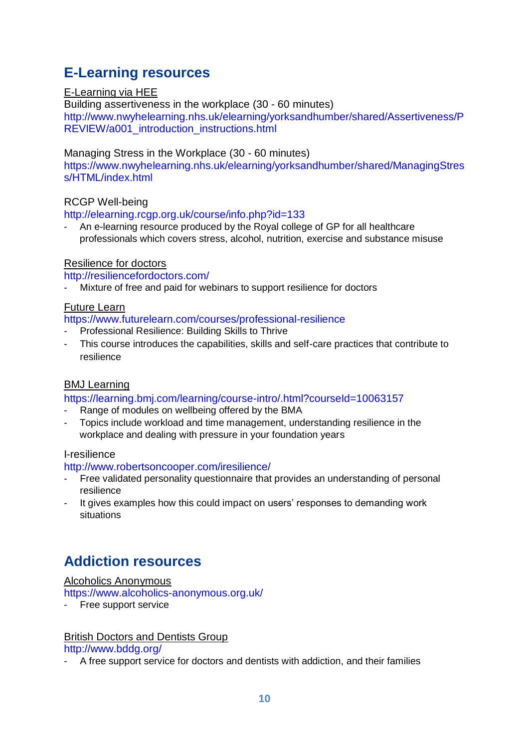## E-Learning resources

E-Learning via HEE

Building assertiveness in the workplace (30 - 60 minutes)
http://www.nwyhelearning.nhs.uk/elearning/yorksandhumber/shared/Assertiveness/PREVIEW/a001_introduction_instructions.html

Managing Stress in the Workplace (30 - 60 minutes)
https://www.nwyhelearning.nhs.uk/elearning/yorksandhumber/shared/ManagingStress/HTML/index.html

RCGP Well-being
http://elearning.rcgp.org.uk/course/info.php?id=133

- An e-learning resource produced by the Royal college of GP for all healthcare professionals which covers stress, alcohol, nutrition, exercise and substance misuse

Resilience for doctors
http://resiliencefordoctors.com/

- Mixture of free and paid for webinars to support resilience for doctors

Future Learn
https://www.futurelearn.com/courses/professional-resilience

- Professional Resilience: Building Skills to Thrive
- This course introduces the capabilities, skills and self-care practices that contribute to resilience

BMJ Learning
https://learning.bmj.com/learning/course-intro/.html?courseId=10063157

- Range of modules on wellbeing offered by the BMA
- Topics include workload and time management, understanding resilience in the workplace and dealing with pressure in your foundation years

I-resilience
http://www.robertsoncooper.com/iresilience/

- Free validated personality questionnaire that provides an understanding of personal resilience
- It gives examples how this could impact on users' responses to demanding work situations

## Addiction resources

Alcoholics Anonymous
https://www.alcoholics-anonymous.org.uk/

- Free support service

British Doctors and Dentists Group
http://www.bddg.org/

- A free support service for doctors and dentists with addiction, and their families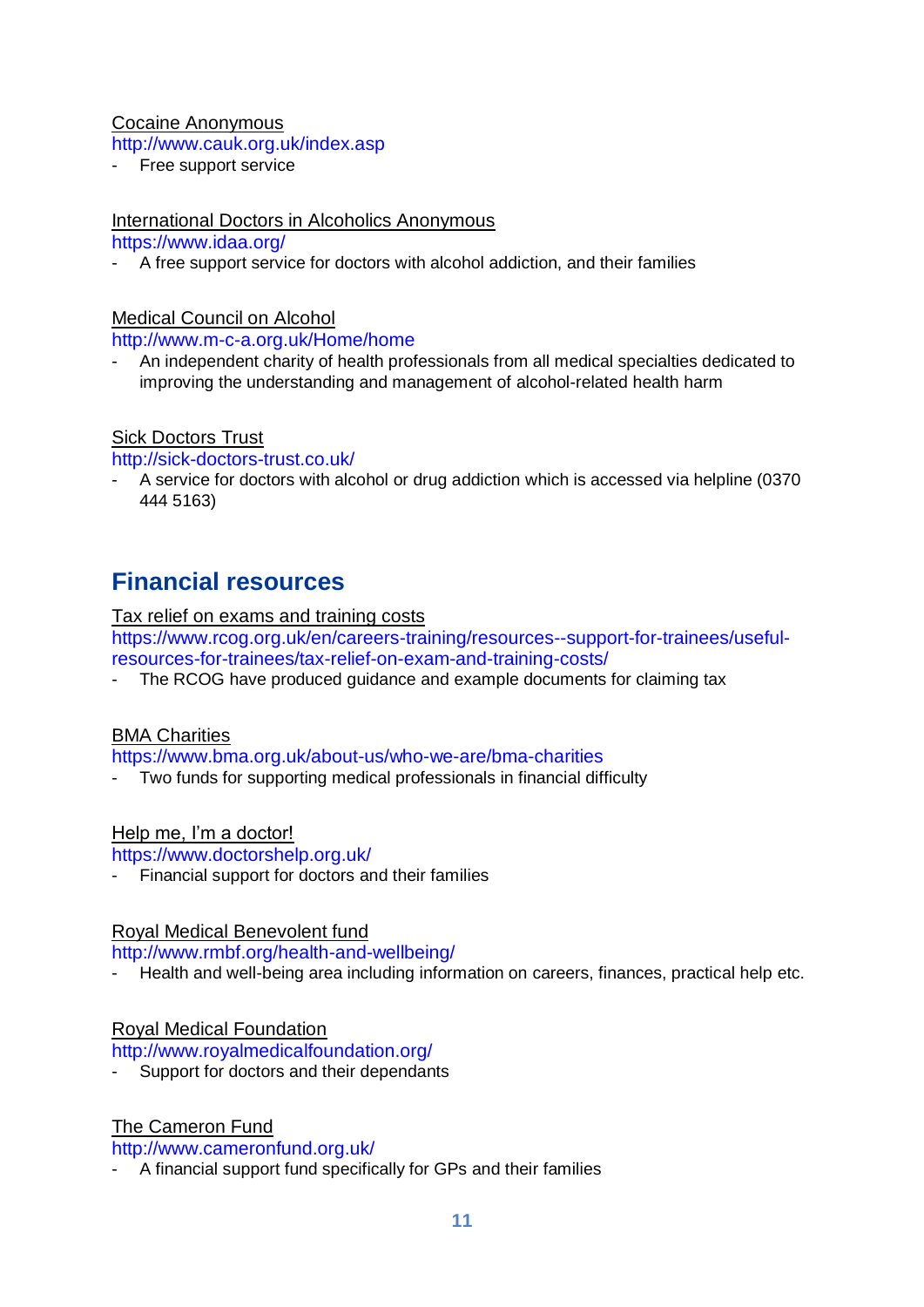Cocaine Anonymous
http://www.cauk.org.uk/index.asp

- Free support service

International Doctors in Alcoholics Anonymous
https://www.idaa.org/

- A free support service for doctors with alcohol addiction, and their families

Medical Council on Alcohol
http://www.m-c-a.org.uk/Home/home

- An independent charity of health professionals from all medical specialties dedicated to improving the understanding and management of alcohol-related health harm

Sick Doctors Trust
http://sick-doctors-trust.co.uk/

- A service for doctors with alcohol or drug addiction which is accessed via helpline (0370 444 5163)

## Financial resources

Tax relief on exams and training costs
https://www.rcog.org.uk/en/careers-training/resources--support-for-trainees/useful-resources-for-trainees/tax-relief-on-exam-and-training-costs/

- The RCOG have produced guidance and example documents for claiming tax

BMA Charities
https://www.bma.org.uk/about-us/who-we-are/bma-charities

- Two funds for supporting medical professionals in financial difficulty

Help me, I'm a doctor!
https://www.doctorshelp.org.uk/

- Financial support for doctors and their families

Royal Medical Benevolent fund
http://www.rmbf.org/health-and-wellbeing/

- Health and well-being area including information on careers, finances, practical help etc.

Royal Medical Foundation
http://www.royalmedicalfoundation.org/

- Support for doctors and their dependants

The Cameron Fund
http://www.cameronfund.org.uk/

- A financial support fund specifically for GPs and their families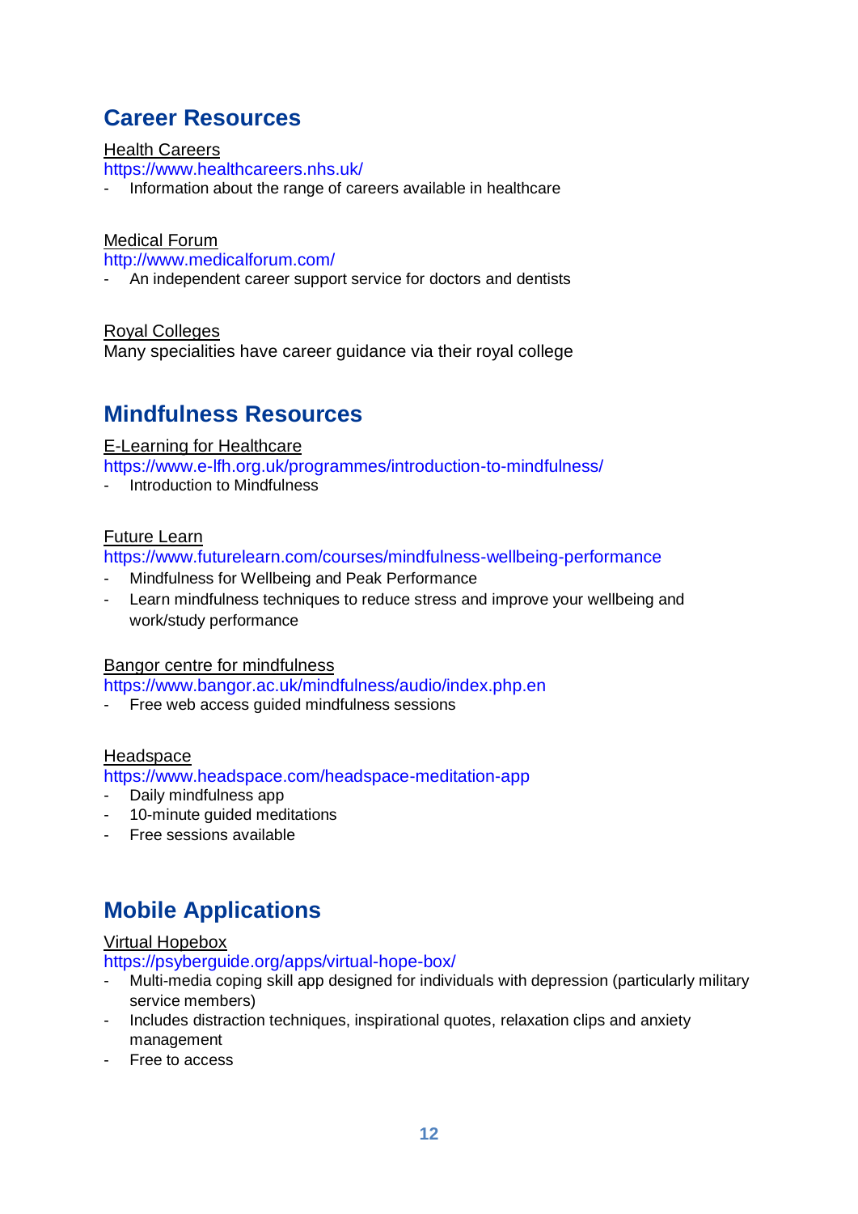## Career Resources

Health Careers
https://www.healthcareers.nhs.uk/
- Information about the range of careers available in healthcare

Medical Forum
http://www.medicalforum.com/
- An independent career support service for doctors and dentists

Royal Colleges
Many specialities have career guidance via their royal college

## Mindfulness Resources

E-Learning for Healthcare
https://www.e-lfh.org.uk/programmes/introduction-to-mindfulness/
- Introduction to Mindfulness

Future Learn
https://www.futurelearn.com/courses/mindfulness-wellbeing-performance
- Mindfulness for Wellbeing and Peak Performance
- Learn mindfulness techniques to reduce stress and improve your wellbeing and work/study performance

Bangor centre for mindfulness
https://www.bangor.ac.uk/mindfulness/audio/index.php.en
- Free web access guided mindfulness sessions

Headspace
https://www.headspace.com/headspace-meditation-app
- Daily mindfulness app
- 10-minute guided meditations
- Free sessions available

## Mobile Applications

Virtual Hopebox
https://psyberguide.org/apps/virtual-hope-box/
- Multi-media coping skill app designed for individuals with depression (particularly military service members)
- Includes distraction techniques, inspirational quotes, relaxation clips and anxiety management
- Free to access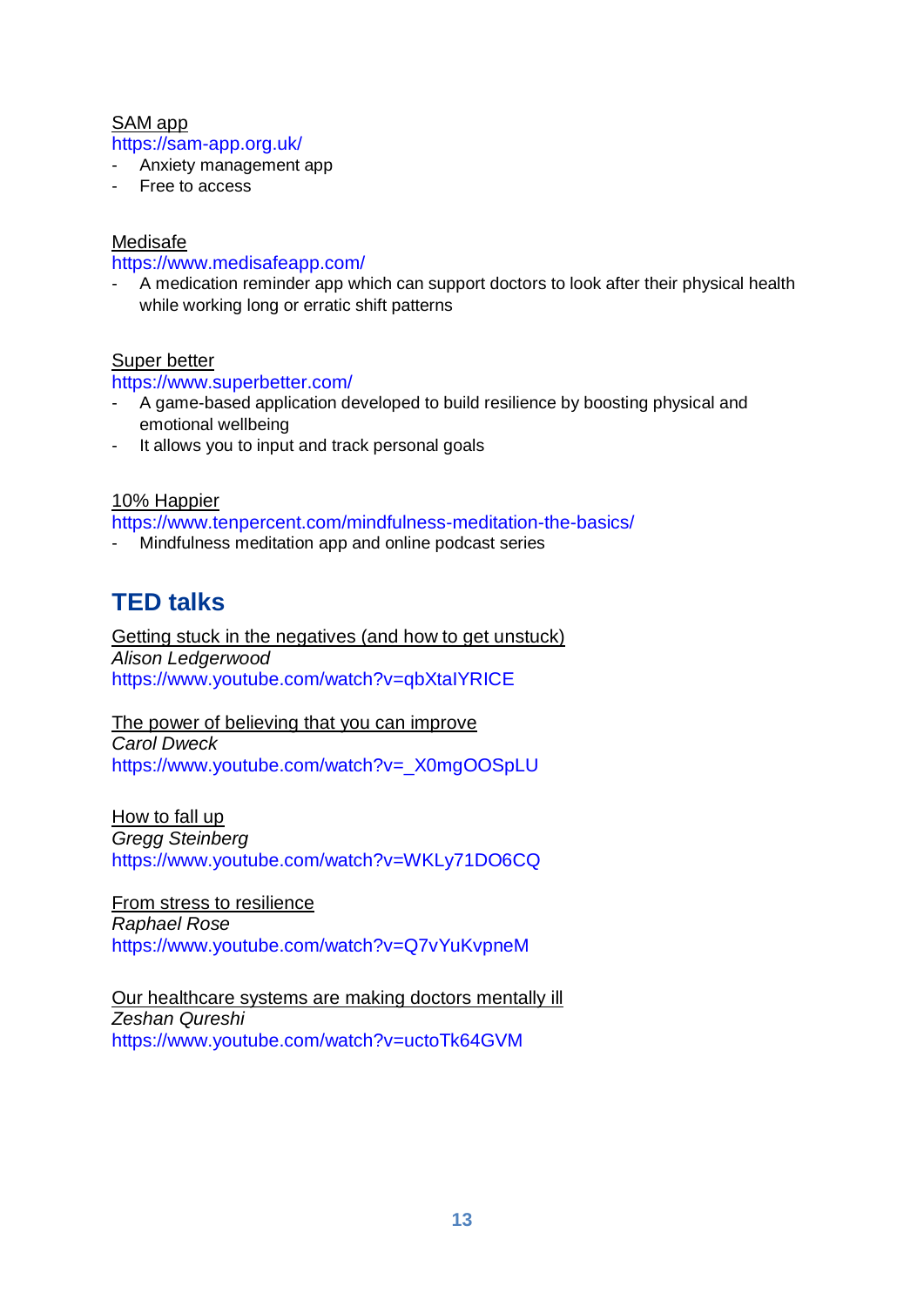SAM app
https://sam-app.org.uk/
- Anxiety management app
- Free to access

Medisafe
https://www.medisafeapp.com/
- A medication reminder app which can support doctors to look after their physical health while working long or erratic shift patterns

Super better
https://www.superbetter.com/
- A game-based application developed to build resilience by boosting physical and emotional wellbeing
- It allows you to input and track personal goals

10% Happier
https://www.tenpercent.com/mindfulness-meditation-the-basics/
- Mindfulness meditation app and online podcast series

## TED talks

Getting stuck in the negatives (and how to get unstuck)
*Alison Ledgerwood*
https://www.youtube.com/watch?v=qbXtaIYRICE

The power of believing that you can improve
*Carol Dweck*
https://www.youtube.com/watch?v=_X0mgOOSpLU

How to fall up
*Gregg Steinberg*
https://www.youtube.com/watch?v=WKLy71DO6CQ

From stress to resilience
*Raphael Rose*
https://www.youtube.com/watch?v=Q7vYuKvpneM

Our healthcare systems are making doctors mentally ill
*Zeshan Qureshi*
https://www.youtube.com/watch?v=uctoTk64GVM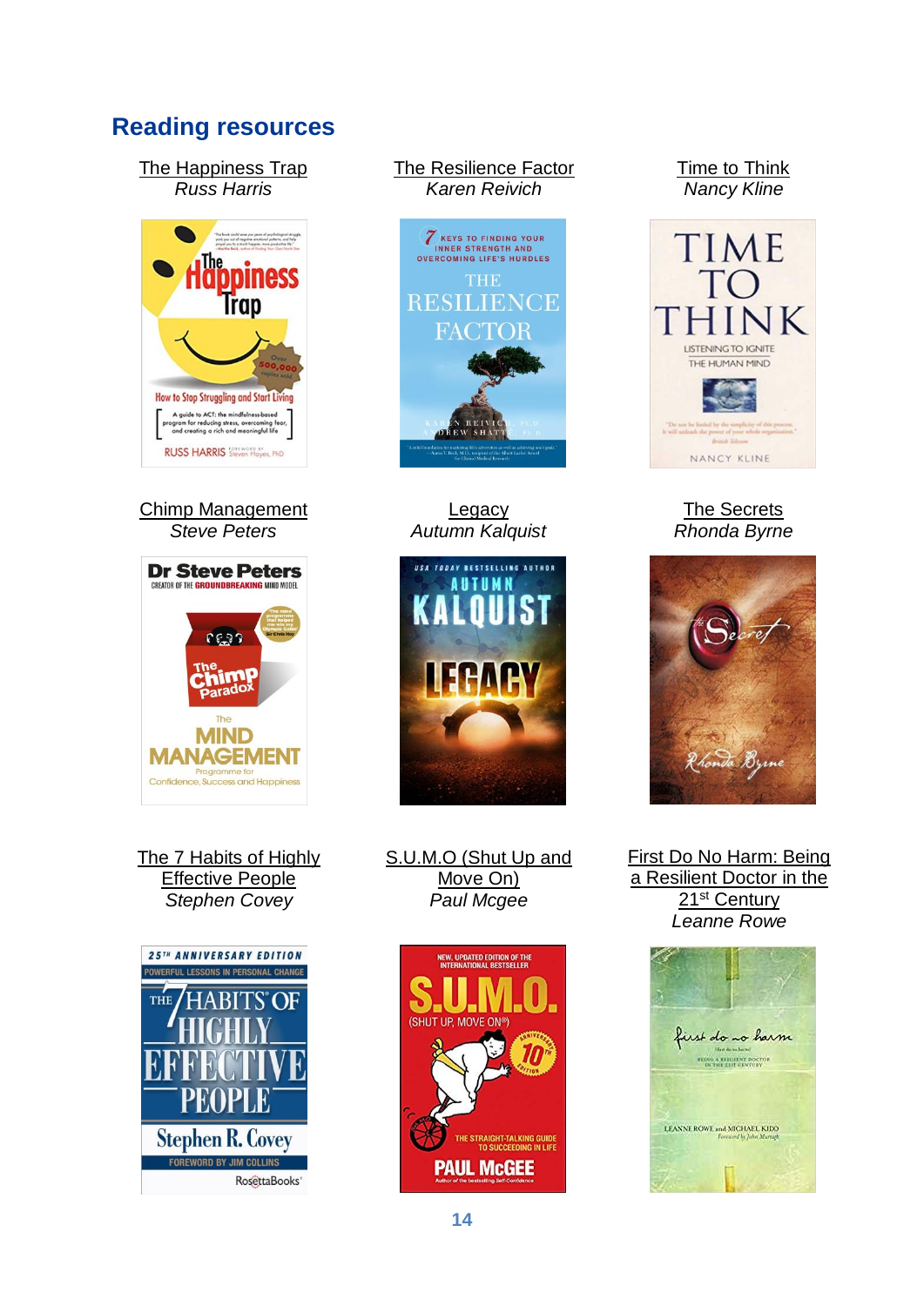## Reading resources

The Happiness Trap
*Russ Harris*

The Resilience Factor
*Karen Reivich*

Time to Think
*Nancy Kline*

Chimp Management
*Steve Peters*

Legacy
*Autumn Kalquist*

The Secrets
*Rhonda Byrne*

The 7 Habits of Highly Effective People
*Stephen Covey*

S.U.M.O (Shut Up and Move On)
*Paul Mcgee*

First Do No Harm: Being a Resilient Doctor in the 21st Century
*Leanne Rowe*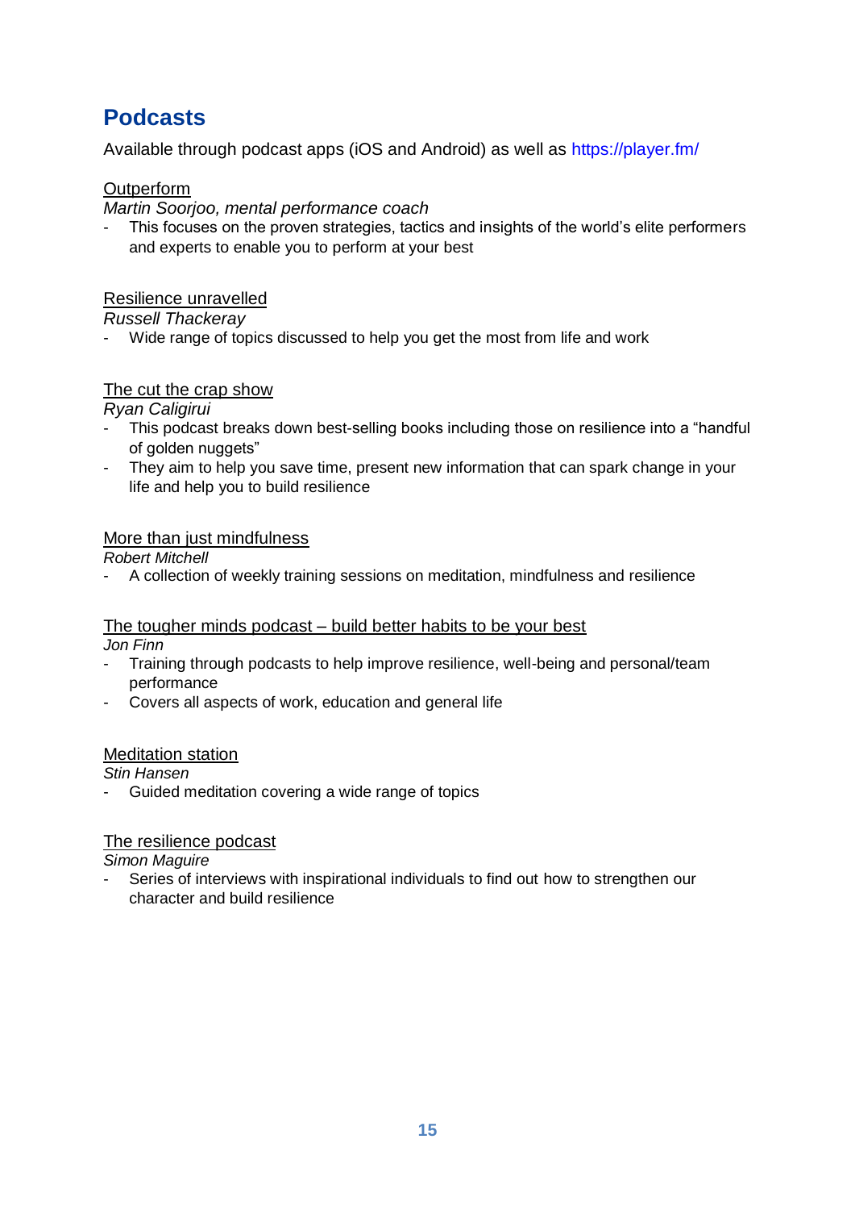## Podcasts

Available through podcast apps (iOS and Android) as well as https://player.fm/

Outperform

*Martin Soorjoo, mental performance coach*

- This focuses on the proven strategies, tactics and insights of the world's elite performers and experts to enable you to perform at your best

Resilience unravelled

*Russell Thackeray*

- Wide range of topics discussed to help you get the most from life and work

The cut the crap show

*Ryan Caligirui*

- This podcast breaks down best-selling books including those on resilience into a "handful of golden nuggets"
- They aim to help you save time, present new information that can spark change in your life and help you to build resilience

More than just mindfulness

*Robert Mitchell*

- A collection of weekly training sessions on meditation, mindfulness and resilience

The tougher minds podcast – build better habits to be your best

*Jon Finn*

- Training through podcasts to help improve resilience, well-being and personal/team performance
- Covers all aspects of work, education and general life

Meditation station

*Stin Hansen*

- Guided meditation covering a wide range of topics

The resilience podcast

*Simon Maguire*

- Series of interviews with inspirational individuals to find out how to strengthen our character and build resilience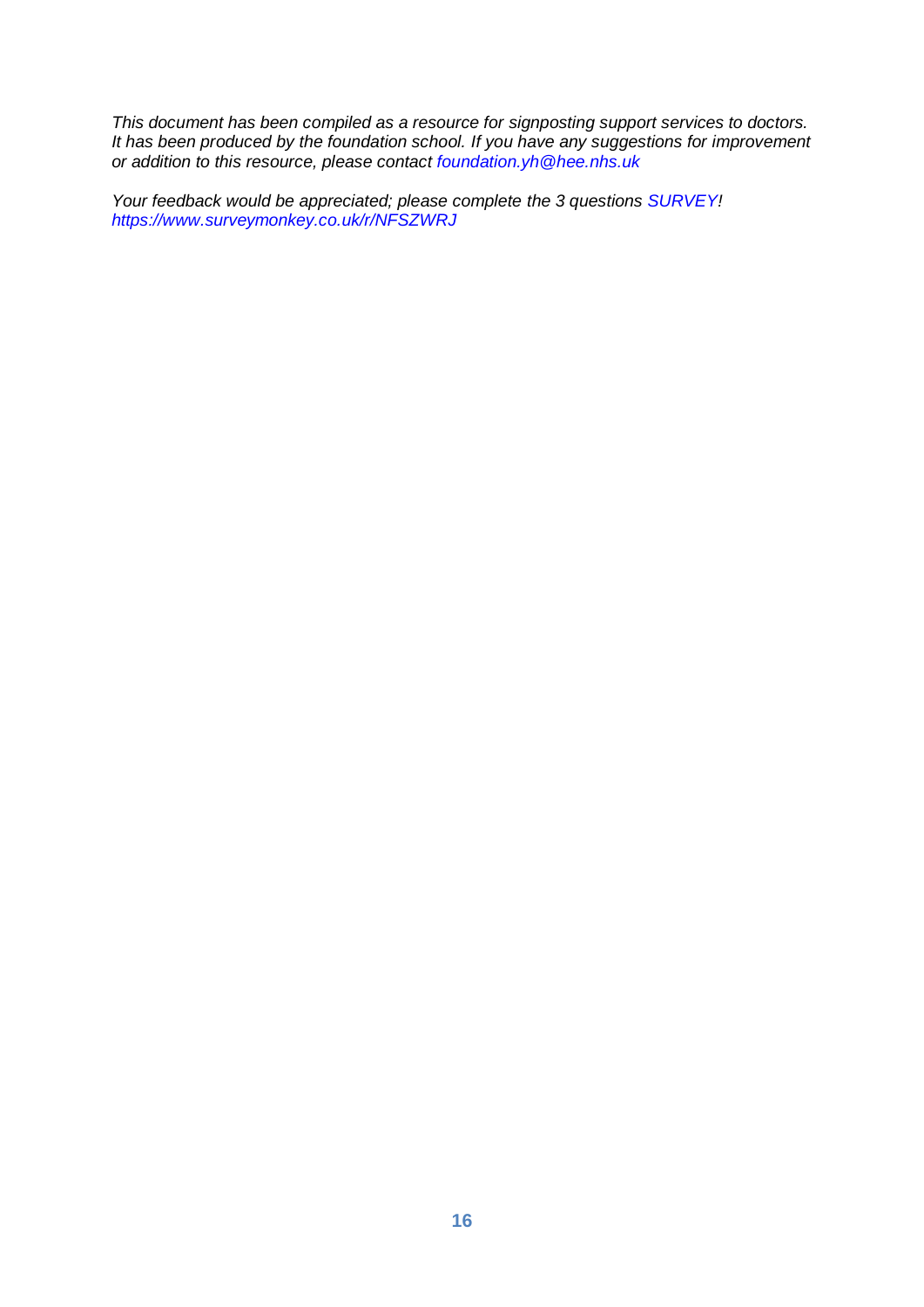*This document has been compiled as a resource for signposting support services to doctors. It has been produced by the foundation school. If you have any suggestions for improvement or addition to this resource, please contact foundation.yh@hee.nhs.uk*

*Your feedback would be appreciated; please complete the 3 questions SURVEY! https://www.surveymonkey.co.uk/r/NFSZWRJ*